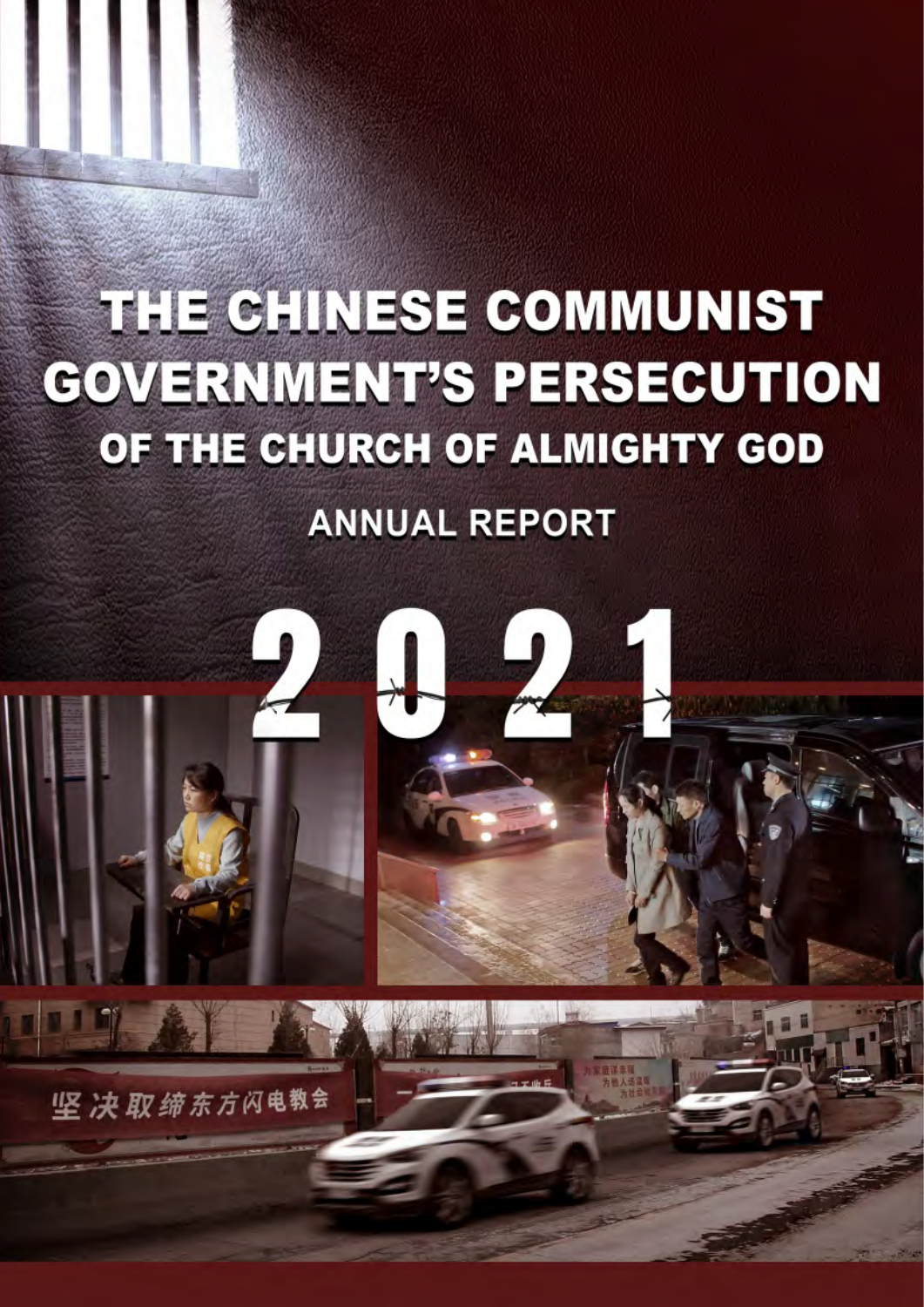# THE CHINESE COMMUNIST GOVERNMENT'S PERSECUTION OF THE CHURCH OF ALMIGHTY GOD

## ANNUAL REPORT

# 2021

坚决取缔东方闪电教会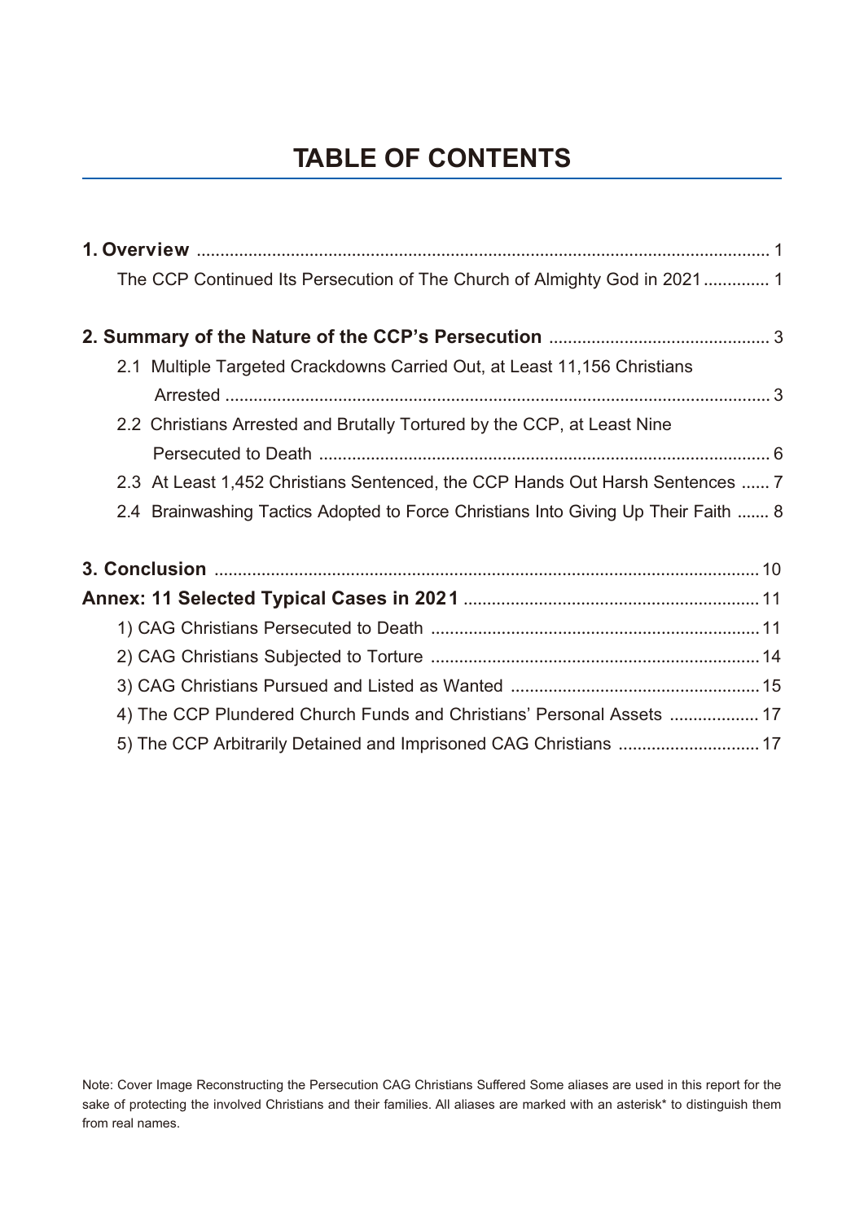# TABLE OF CONTENTS

**1. Overview** ........................................................................................................ 1

The CCP Continued Its Persecution of The Church of Almighty God in 2021 .............. 1

**2. Summary of the Nature of the CCP's Persecution** .............................................. 3

2.1 Multiple Targeted Crackdowns Carried Out, at Least 11,156 Christians Arrested .................................................................................................................. 3

2.2 Christians Arrested and Brutally Tortured by the CCP, at Least Nine Persecuted to Death ............................................................................................... 6

2.3 At Least 1,452 Christians Sentenced, the CCP Hands Out Harsh Sentences ...... 7

2.4 Brainwashing Tactics Adopted to Force Christians Into Giving Up Their Faith ....... 8

**3. Conclusion** ......................................................................................................... 10

**Annex: 11 Selected Typical Cases in 2021** .............................................................. 11

1) CAG Christians Persecuted to Death ..................................................................... 11

2) CAG Christians Subjected to Torture ..................................................................... 14

3) CAG Christians Pursued and Listed as Wanted .................................................... 15

4) The CCP Plundered Church Funds and Christians' Personal Assets ................... 17

5) The CCP Arbitrarily Detained and Imprisoned CAG Christians ............................. 17

Note: Cover Image Reconstructing the Persecution CAG Christians Suffered Some aliases are used in this report for the sake of protecting the involved Christians and their families. All aliases are marked with an asterisk* to distinguish them from real names.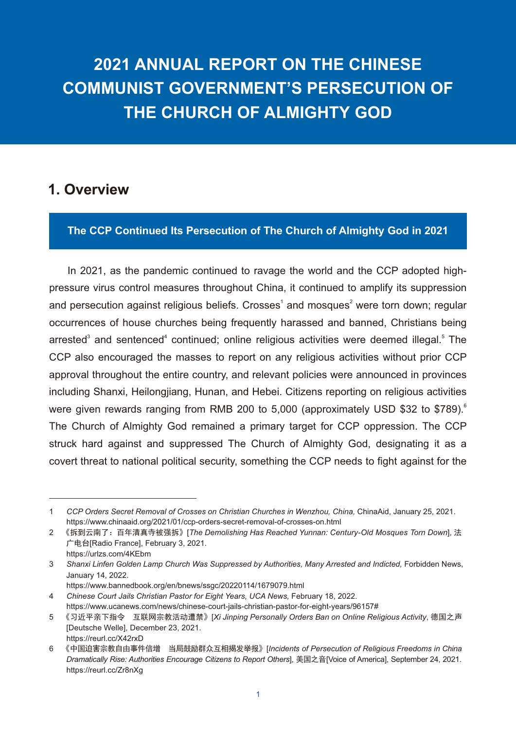# 2021 ANNUAL REPORT ON THE CHINESE COMMUNIST GOVERNMENT'S PERSECUTION OF THE CHURCH OF ALMIGHTY GOD

## 1. Overview

### The CCP Continued Its Persecution of The Church of Almighty God in 2021

In 2021, as the pandemic continued to ravage the world and the CCP adopted high-pressure virus control measures throughout China, it continued to amplify its suppression and persecution against religious beliefs. Crosses[1] and mosques[2] were torn down; regular occurrences of house churches being frequently harassed and banned, Christians being arrested[3] and sentenced[4] continued; online religious activities were deemed illegal.[5] The CCP also encouraged the masses to report on any religious activities without prior CCP approval throughout the entire country, and relevant policies were announced in provinces including Shanxi, Heilongjiang, Hunan, and Hebei. Citizens reporting on religious activities were given rewards ranging from RMB 200 to 5,000 (approximately USD $32 to $789).[6] The Church of Almighty God remained a primary target for CCP oppression. The CCP struck hard against and suppressed The Church of Almighty God, designating it as a covert threat to national political security, something the CCP needs to fight against for the

---

1 *CCP Orders Secret Removal of Crosses on Christian Churches in Wenzhou, China,* ChinaAid, January 25, 2021. https://www.chinaaid.org/2021/01/ccp-orders-secret-removal-of-crosses-on.html

2 《拆到云南了：百年清真寺被强拆》[*The Demolishing Has Reached Yunnan: Century-Old Mosques Torn Down*], 法广电台[Radio France], February 3, 2021. https://urlzs.com/4KEbm

3 *Shanxi Linfen Golden Lamp Church Was Suppressed by Authorities, Many Arrested and Indicted,* Forbidden News, January 14, 2022. https://www.bannedbook.org/en/bnews/ssgc/20220114/1679079.html

4 *Chinese Court Jails Christian Pastor for Eight Years, UCA News,* February 18, 2022. https://www.ucanews.com/news/chinese-court-jails-christian-pastor-for-eight-years/96157#

5 《习近平亲下指令　互联网宗教活动遭禁》[*Xi Jinping Personally Orders Ban on Online Religious Activity*, 德国之声 [Deutsche Welle], December 23, 2021. https://reurl.cc/X42rxD

6 《中国迫害宗教自由事件倍增　当局鼓励群众互相揭发举报》[*Incidents of Persecution of Religious Freedoms in China Dramatically Rise: Authorities Encourage Citizens to Report Others*], 美国之音[Voice of America], September 24, 2021. https://reurl.cc/Zr8nXg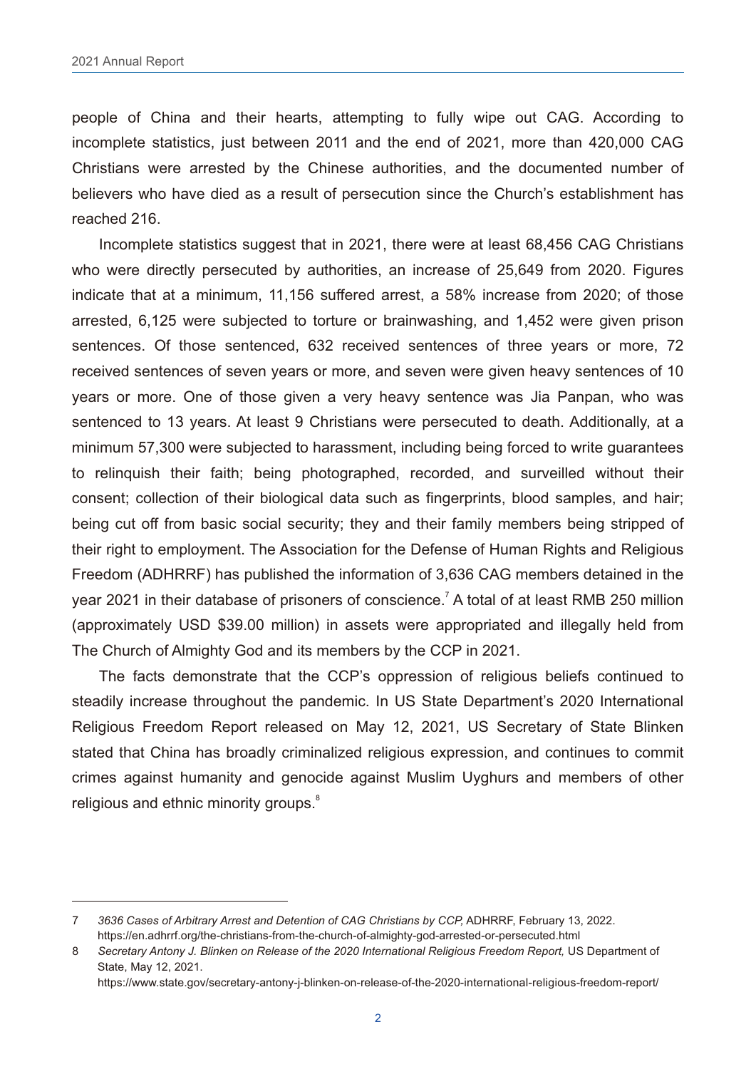people of China and their hearts, attempting to fully wipe out CAG. According to incomplete statistics, just between 2011 and the end of 2021, more than 420,000 CAG Christians were arrested by the Chinese authorities, and the documented number of believers who have died as a result of persecution since the Church's establishment has reached 216.

Incomplete statistics suggest that in 2021, there were at least 68,456 CAG Christians who were directly persecuted by authorities, an increase of 25,649 from 2020. Figures indicate that at a minimum, 11,156 suffered arrest, a 58% increase from 2020; of those arrested, 6,125 were subjected to torture or brainwashing, and 1,452 were given prison sentences. Of those sentenced, 632 received sentences of three years or more, 72 received sentences of seven years or more, and seven were given heavy sentences of 10 years or more. One of those given a very heavy sentence was Jia Panpan, who was sentenced to 13 years. At least 9 Christians were persecuted to death. Additionally, at a minimum 57,300 were subjected to harassment, including being forced to write guarantees to relinquish their faith; being photographed, recorded, and surveilled without their consent; collection of their biological data such as fingerprints, blood samples, and hair; being cut off from basic social security; they and their family members being stripped of their right to employment. The Association for the Defense of Human Rights and Religious Freedom (ADHRRF) has published the information of 3,636 CAG members detained in the year 2021 in their database of prisoners of conscience.[7] A total of at least RMB 250 million (approximately USD $39.00 million) in assets were appropriated and illegally held from The Church of Almighty God and its members by the CCP in 2021.

The facts demonstrate that the CCP's oppression of religious beliefs continued to steadily increase throughout the pandemic. In US State Department's 2020 International Religious Freedom Report released on May 12, 2021, US Secretary of State Blinken stated that China has broadly criminalized religious expression, and continues to commit crimes against humanity and genocide against Muslim Uyghurs and members of other religious and ethnic minority groups.[8]

---

7 *3636 Cases of Arbitrary Arrest and Detention of CAG Christians by CCP,* ADHRRF, February 13, 2022. https://en.adhrrf.org/the-christians-from-the-church-of-almighty-god-arrested-or-persecuted.html

8 *Secretary Antony J. Blinken on Release of the 2020 International Religious Freedom Report,* US Department of State, May 12, 2021. https://www.state.gov/secretary-antony-j-blinken-on-release-of-the-2020-international-religious-freedom-report/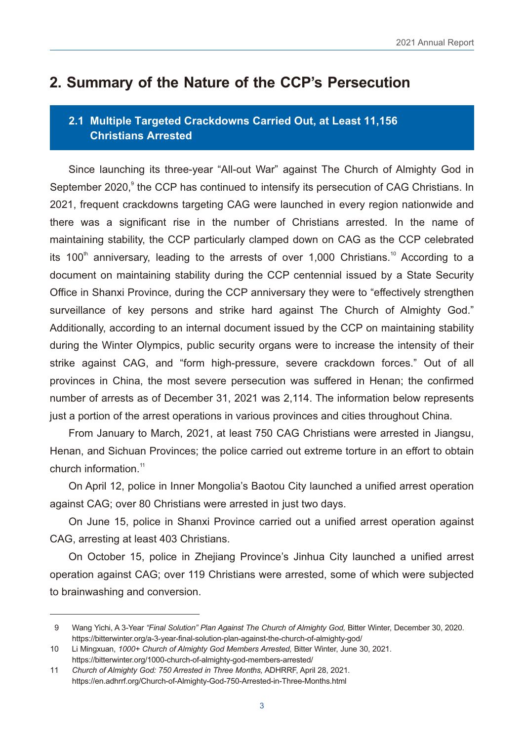## 2. Summary of the Nature of the CCP's Persecution

### 2.1 Multiple Targeted Crackdowns Carried Out, at Least 11,156 Christians Arrested

Since launching its three-year "All-out War" against The Church of Almighty God in September 2020,[9] the CCP has continued to intensify its persecution of CAG Christians. In 2021, frequent crackdowns targeting CAG were launched in every region nationwide and there was a significant rise in the number of Christians arrested. In the name of maintaining stability, the CCP particularly clamped down on CAG as the CCP celebrated its 100th anniversary, leading to the arrests of over 1,000 Christians.[10] According to a document on maintaining stability during the CCP centennial issued by a State Security Office in Shanxi Province, during the CCP anniversary they were to "effectively strengthen surveillance of key persons and strike hard against The Church of Almighty God." Additionally, according to an internal document issued by the CCP on maintaining stability during the Winter Olympics, public security organs were to increase the intensity of their strike against CAG, and "form high-pressure, severe crackdown forces." Out of all provinces in China, the most severe persecution was suffered in Henan; the confirmed number of arrests as of December 31, 2021 was 2,114. The information below represents just a portion of the arrest operations in various provinces and cities throughout China.

From January to March, 2021, at least 750 CAG Christians were arrested in Jiangsu, Henan, and Sichuan Provinces; the police carried out extreme torture in an effort to obtain church information.[11]

On April 12, police in Inner Mongolia's Baotou City launched a unified arrest operation against CAG; over 80 Christians were arrested in just two days.

On June 15, police in Shanxi Province carried out a unified arrest operation against CAG, arresting at least 403 Christians.

On October 15, police in Zhejiang Province's Jinhua City launched a unified arrest operation against CAG; over 119 Christians were arrested, some of which were subjected to brainwashing and conversion.

---

9 Wang Yichi, A 3-Year *"Final Solution" Plan Against The Church of Almighty God,* Bitter Winter, December 30, 2020. https://bitterwinter.org/a-3-year-final-solution-plan-against-the-church-of-almighty-god/

10 Li Mingxuan, *1000+ Church of Almighty God Members Arrested,* Bitter Winter, June 30, 2021. https://bitterwinter.org/1000-church-of-almighty-god-members-arrested/

11 *Church of Almighty God: 750 Arrested in Three Months,* ADHRRF, April 28, 2021. https://en.adhrrf.org/Church-of-Almighty-God-750-Arrested-in-Three-Months.html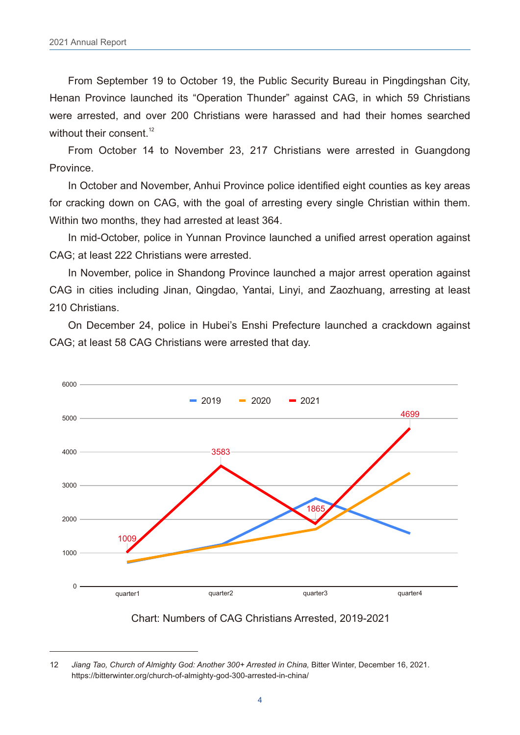From September 19 to October 19, the Public Security Bureau in Pingdingshan City, Henan Province launched its "Operation Thunder" against CAG, in which 59 Christians were arrested, and over 200 Christians were harassed and had their homes searched without their consent.[12]

From October 14 to November 23, 217 Christians were arrested in Guangdong Province.

In October and November, Anhui Province police identified eight counties as key areas for cracking down on CAG, with the goal of arresting every single Christian within them. Within two months, they had arrested at least 364.

In mid-October, police in Yunnan Province launched a unified arrest operation against CAG; at least 222 Christians were arrested.

In November, police in Shandong Province launched a major arrest operation against CAG in cities including Jinan, Qingdao, Yantai, Linyi, and Zaozhuang, arresting at least 210 Christians.

On December 24, police in Hubei's Enshi Prefecture launched a crackdown against CAG; at least 58 CAG Christians were arrested that day.

Chart: Numbers of CAG Christians Arrested, 2019-2021

---

12 *Jiang Tao, Church of Almighty God: Another 300+ Arrested in China,* Bitter Winter, December 16, 2021. https://bitterwinter.org/church-of-almighty-god-300-arrested-in-china/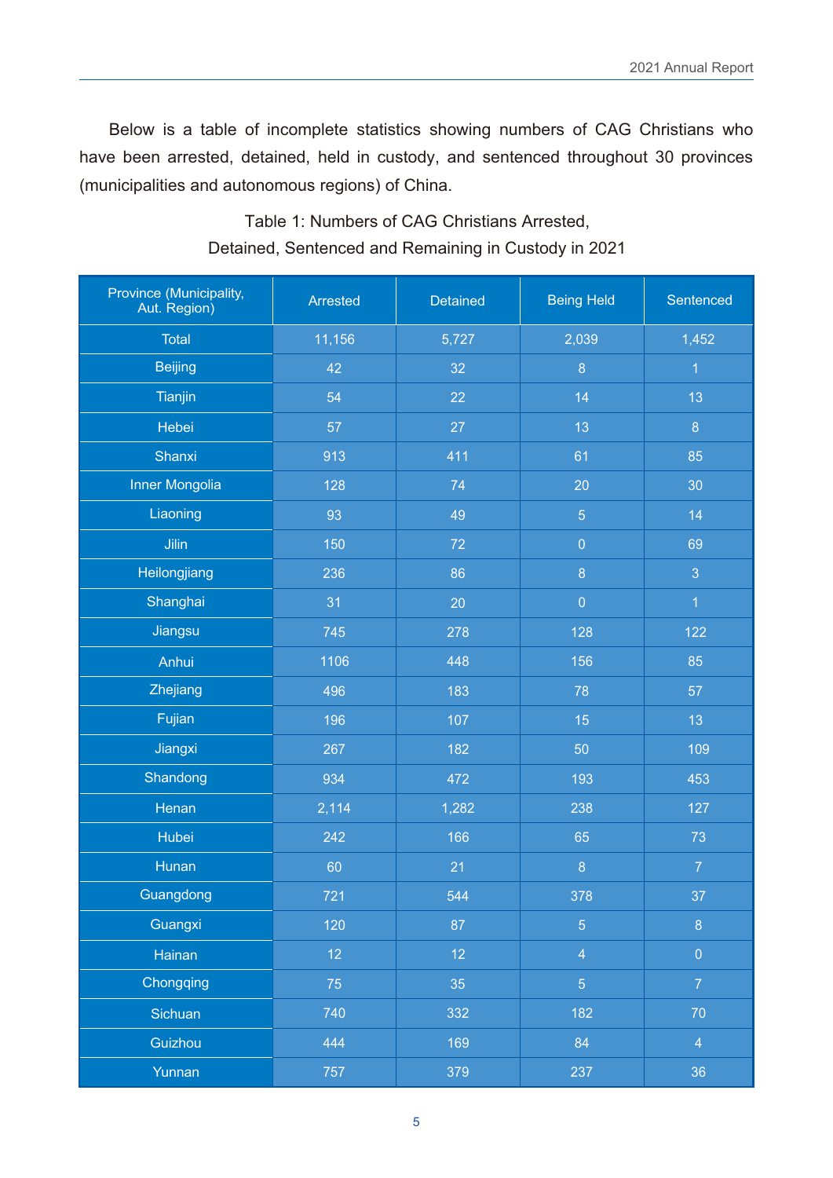Below is a table of incomplete statistics showing numbers of CAG Christians who have been arrested, detained, held in custody, and sentenced throughout 30 provinces (municipalities and autonomous regions) of China.

Table 1: Numbers of CAG Christians Arrested, Detained, Sentenced and Remaining in Custody in 2021

| Province (Municipality, Aut. Region) | Arrested | Detained | Being Held | Sentenced |
|---|---|---|---|---|
| Total | 11,156 | 5,727 | 2,039 | 1,452 |
| Beijing | 42 | 32 | 8 | 1 |
| Tianjin | 54 | 22 | 14 | 13 |
| Hebei | 57 | 27 | 13 | 8 |
| Shanxi | 913 | 411 | 61 | 85 |
| Inner Mongolia | 128 | 74 | 20 | 30 |
| Liaoning | 93 | 49 | 5 | 14 |
| Jilin | 150 | 72 | 0 | 69 |
| Heilongjiang | 236 | 86 | 8 | 3 |
| Shanghai | 31 | 20 | 0 | 1 |
| Jiangsu | 745 | 278 | 128 | 122 |
| Anhui | 1106 | 448 | 156 | 85 |
| Zhejiang | 496 | 183 | 78 | 57 |
| Fujian | 196 | 107 | 15 | 13 |
| Jiangxi | 267 | 182 | 50 | 109 |
| Shandong | 934 | 472 | 193 | 453 |
| Henan | 2,114 | 1,282 | 238 | 127 |
| Hubei | 242 | 166 | 65 | 73 |
| Hunan | 60 | 21 | 8 | 7 |
| Guangdong | 721 | 544 | 378 | 37 |
| Guangxi | 120 | 87 | 5 | 8 |
| Hainan | 12 | 12 | 4 | 0 |
| Chongqing | 75 | 35 | 5 | 7 |
| Sichuan | 740 | 332 | 182 | 70 |
| Guizhou | 444 | 169 | 84 | 4 |
| Yunnan | 757 | 379 | 237 | 36 |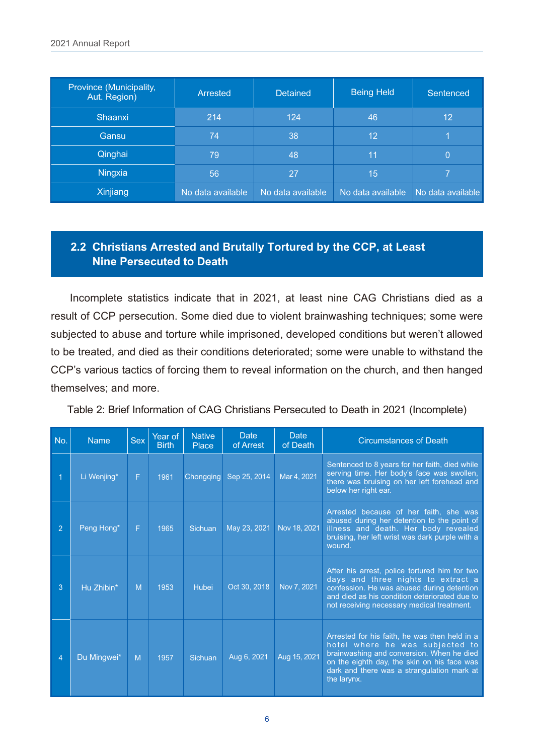| Province (Municipality, Aut. Region) | Arrested | Detained | Being Held | Sentenced |
|---|---|---|---|---|
| Shaanxi | 214 | 124 | 46 | 12 |
| Gansu | 74 | 38 | 12 | 1 |
| Qinghai | 79 | 48 | 11 | 0 |
| Ningxia | 56 | 27 | 15 | 7 |
| Xinjiang | No data available | No data available | No data available | No data available |

## 2.2 Christians Arrested and Brutally Tortured by the CCP, at Least Nine Persecuted to Death

Incomplete statistics indicate that in 2021, at least nine CAG Christians died as a result of CCP persecution. Some died due to violent brainwashing techniques; some were subjected to abuse and torture while imprisoned, developed conditions but weren't allowed to be treated, and died as their conditions deteriorated; some were unable to withstand the CCP's various tactics of forcing them to reveal information on the church, and then hanged themselves; and more.

Table 2: Brief Information of CAG Christians Persecuted to Death in 2021 (Incomplete)

| No. | Name | Sex | Year of Birth | Native Place | Date of Arrest | Date of Death | Circumstances of Death |
|---|---|---|---|---|---|---|---|
| 1 | Li Wenjing* | F | 1961 | Chongqing | Sep 25, 2014 | Mar 4, 2021 | Sentenced to 8 years for her faith, died while serving time. Her body's face was swollen, there was bruising on her left forehead and below her right ear. |
| 2 | Peng Hong* | F | 1965 | Sichuan | May 23, 2021 | Nov 18, 2021 | Arrested because of her faith, she was abused during her detention to the point of illness and death. Her body revealed bruising, her left wrist was dark purple with a wound. |
| 3 | Hu Zhibin* | M | 1953 | Hubei | Oct 30, 2018 | Nov 7, 2021 | After his arrest, police tortured him for two days and three nights to extract a confession. He was abused during detention and died as his condition deteriorated due to not receiving necessary medical treatment. |
| 4 | Du Mingwei* | M | 1957 | Sichuan | Aug 6, 2021 | Aug 15, 2021 | Arrested for his faith, he was then held in a hotel where he was subjected to brainwashing and conversion. When he died on the eighth day, the skin on his face was dark and there was a strangulation mark at the larynx. |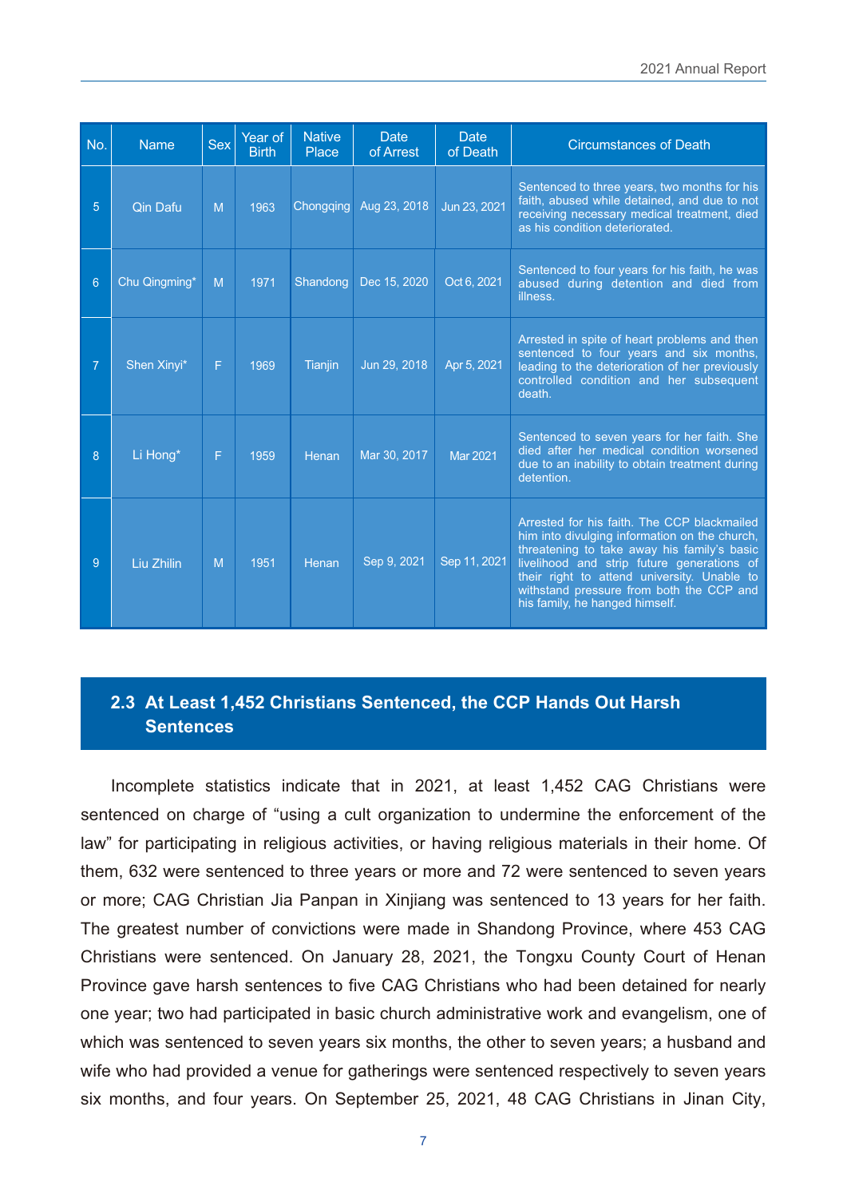| No. | Name | Sex | Year of Birth | Native Place | Date of Arrest | Date of Death | Circumstances of Death |
|---|---|---|---|---|---|---|---|
| 5 | Qin Dafu | M | 1963 | Chongqing | Aug 23, 2018 | Jun 23, 2021 | Sentenced to three years, two months for his faith, abused while detained, and due to not receiving necessary medical treatment, died as his condition deteriorated. |
| 6 | Chu Qingming* | M | 1971 | Shandong | Dec 15, 2020 | Oct 6, 2021 | Sentenced to four years for his faith, he was abused during detention and died from illness. |
| 7 | Shen Xinyi* | F | 1969 | Tianjin | Jun 29, 2018 | Apr 5, 2021 | Arrested in spite of heart problems and then sentenced to four years and six months, leading to the deterioration of her previously controlled condition and her subsequent death. |
| 8 | Li Hong* | F | 1959 | Henan | Mar 30, 2017 | Mar 2021 | Sentenced to seven years for her faith. She died after her medical condition worsened due to an inability to obtain treatment during detention. |
| 9 | Liu Zhilin | M | 1951 | Henan | Sep 9, 2021 | Sep 11, 2021 | Arrested for his faith. The CCP blackmailed him into divulging information on the church, threatening to take away his family's basic livelihood and strip future generations of their right to attend university. Unable to withstand pressure from both the CCP and his family, he hanged himself. |

## 2.3 At Least 1,452 Christians Sentenced, the CCP Hands Out Harsh Sentences

Incomplete statistics indicate that in 2021, at least 1,452 CAG Christians were sentenced on charge of "using a cult organization to undermine the enforcement of the law" for participating in religious activities, or having religious materials in their home. Of them, 632 were sentenced to three years or more and 72 were sentenced to seven years or more; CAG Christian Jia Panpan in Xinjiang was sentenced to 13 years for her faith. The greatest number of convictions were made in Shandong Province, where 453 CAG Christians were sentenced. On January 28, 2021, the Tongxu County Court of Henan Province gave harsh sentences to five CAG Christians who had been detained for nearly one year; two had participated in basic church administrative work and evangelism, one of which was sentenced to seven years six months, the other to seven years; a husband and wife who had provided a venue for gatherings were sentenced respectively to seven years six months, and four years. On September 25, 2021, 48 CAG Christians in Jinan City,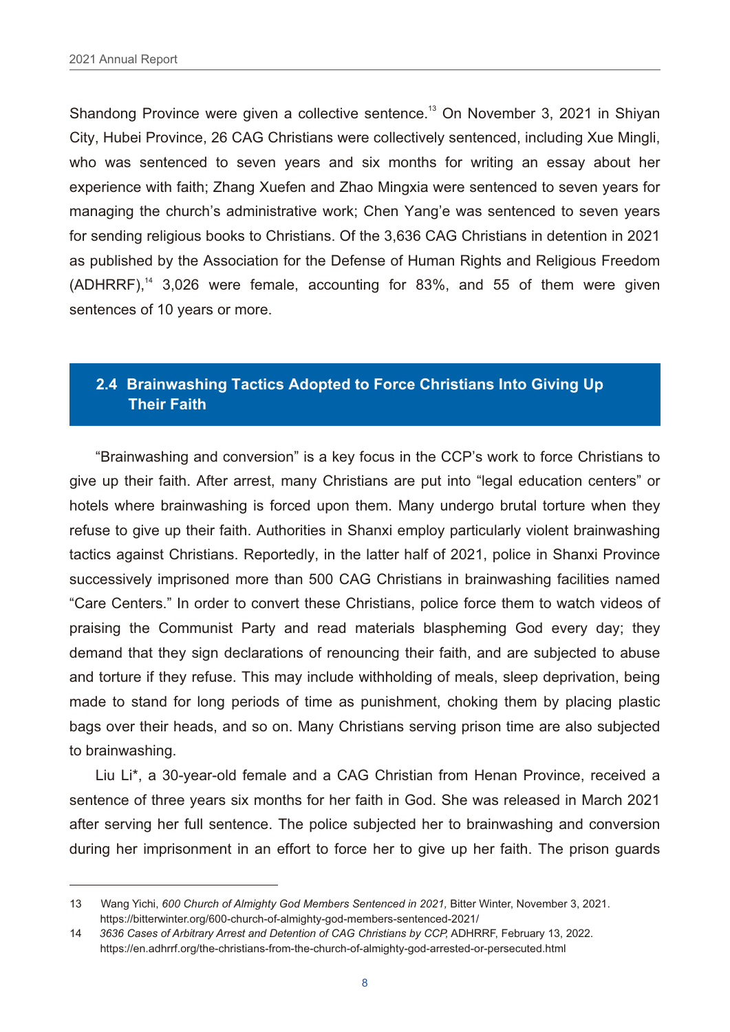Shandong Province were given a collective sentence.[13] On November 3, 2021 in Shiyan City, Hubei Province, 26 CAG Christians were collectively sentenced, including Xue Mingli, who was sentenced to seven years and six months for writing an essay about her experience with faith; Zhang Xuefen and Zhao Mingxia were sentenced to seven years for managing the church's administrative work; Chen Yang'e was sentenced to seven years for sending religious books to Christians. Of the 3,636 CAG Christians in detention in 2021 as published by the Association for the Defense of Human Rights and Religious Freedom (ADHRRF),[14] 3,026 were female, accounting for 83%, and 55 of them were given sentences of 10 years or more.

## 2.4 Brainwashing Tactics Adopted to Force Christians Into Giving Up Their Faith

"Brainwashing and conversion" is a key focus in the CCP's work to force Christians to give up their faith. After arrest, many Christians are put into "legal education centers" or hotels where brainwashing is forced upon them. Many undergo brutal torture when they refuse to give up their faith. Authorities in Shanxi employ particularly violent brainwashing tactics against Christians. Reportedly, in the latter half of 2021, police in Shanxi Province successively imprisoned more than 500 CAG Christians in brainwashing facilities named "Care Centers." In order to convert these Christians, police force them to watch videos of praising the Communist Party and read materials blaspheming God every day; they demand that they sign declarations of renouncing their faith, and are subjected to abuse and torture if they refuse. This may include withholding of meals, sleep deprivation, being made to stand for long periods of time as punishment, choking them by placing plastic bags over their heads, and so on. Many Christians serving prison time are also subjected to brainwashing.

Liu Li*, a 30-year-old female and a CAG Christian from Henan Province, received a sentence of three years six months for her faith in God. She was released in March 2021 after serving her full sentence. The police subjected her to brainwashing and conversion during her imprisonment in an effort to force her to give up her faith. The prison guards

---

13 Wang Yichi, *600 Church of Almighty God Members Sentenced in 2021,* Bitter Winter, November 3, 2021. https://bitterwinter.org/600-church-of-almighty-god-members-sentenced-2021/

14 *3636 Cases of Arbitrary Arrest and Detention of CAG Christians by CCP,* ADHRRF, February 13, 2022. https://en.adhrrf.org/the-christians-from-the-church-of-almighty-god-arrested-or-persecuted.html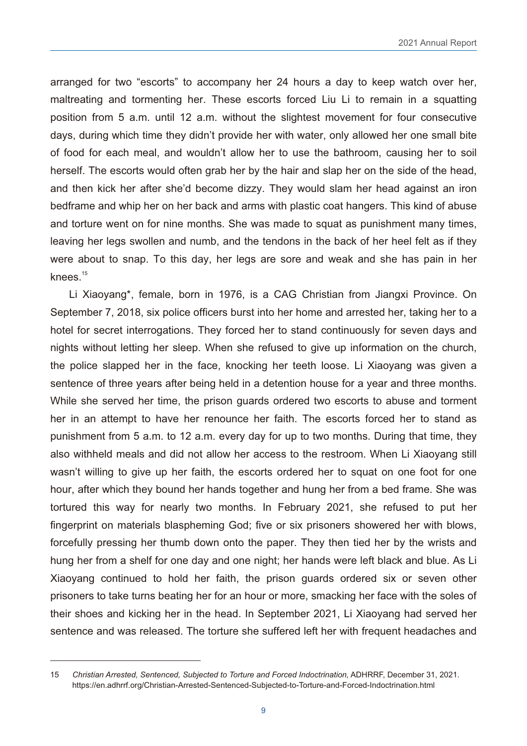arranged for two "escorts" to accompany her 24 hours a day to keep watch over her, maltreating and tormenting her. These escorts forced Liu Li to remain in a squatting position from 5 a.m. until 12 a.m. without the slightest movement for four consecutive days, during which time they didn't provide her with water, only allowed her one small bite of food for each meal, and wouldn't allow her to use the bathroom, causing her to soil herself. The escorts would often grab her by the hair and slap her on the side of the head, and then kick her after she'd become dizzy. They would slam her head against an iron bedframe and whip her on her back and arms with plastic coat hangers. This kind of abuse and torture went on for nine months. She was made to squat as punishment many times, leaving her legs swollen and numb, and the tendons in the back of her heel felt as if they were about to snap. To this day, her legs are sore and weak and she has pain in her knees.[15]

Li Xiaoyang*, female, born in 1976, is a CAG Christian from Jiangxi Province. On September 7, 2018, six police officers burst into her home and arrested her, taking her to a hotel for secret interrogations. They forced her to stand continuously for seven days and nights without letting her sleep. When she refused to give up information on the church, the police slapped her in the face, knocking her teeth loose. Li Xiaoyang was given a sentence of three years after being held in a detention house for a year and three months. While she served her time, the prison guards ordered two escorts to abuse and torment her in an attempt to have her renounce her faith. The escorts forced her to stand as punishment from 5 a.m. to 12 a.m. every day for up to two months. During that time, they also withheld meals and did not allow her access to the restroom. When Li Xiaoyang still wasn't willing to give up her faith, the escorts ordered her to squat on one foot for one hour, after which they bound her hands together and hung her from a bed frame. She was tortured this way for nearly two months. In February 2021, she refused to put her fingerprint on materials blaspheming God; five or six prisoners showered her with blows, forcefully pressing her thumb down onto the paper. They then tied her by the wrists and hung her from a shelf for one day and one night; her hands were left black and blue. As Li Xiaoyang continued to hold her faith, the prison guards ordered six or seven other prisoners to take turns beating her for an hour or more, smacking her face with the soles of their shoes and kicking her in the head. In September 2021, Li Xiaoyang had served her sentence and was released. The torture she suffered left her with frequent headaches and

---

15 *Christian Arrested, Sentenced, Subjected to Torture and Forced Indoctrination,* ADHRRF, December 31, 2021. https://en.adhrrf.org/Christian-Arrested-Sentenced-Subjected-to-Torture-and-Forced-Indoctrination.html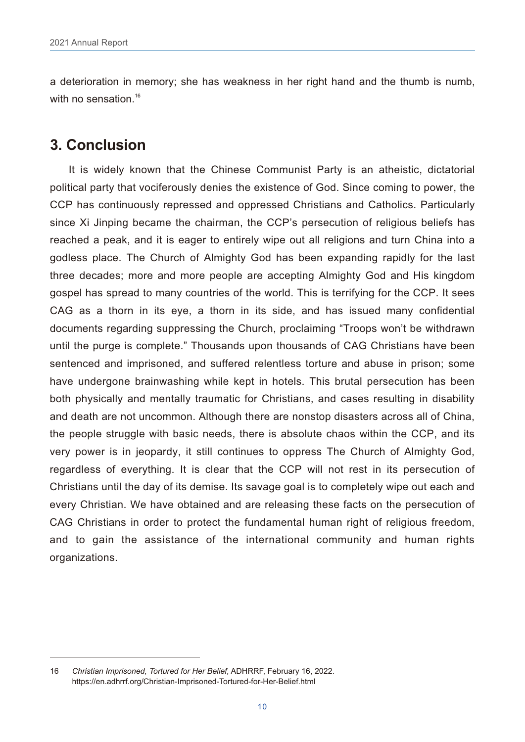a deterioration in memory; she has weakness in her right hand and the thumb is numb, with no sensation.[16]

## 3. Conclusion

It is widely known that the Chinese Communist Party is an atheistic, dictatorial political party that vociferously denies the existence of God. Since coming to power, the CCP has continuously repressed and oppressed Christians and Catholics. Particularly since Xi Jinping became the chairman, the CCP's persecution of religious beliefs has reached a peak, and it is eager to entirely wipe out all religions and turn China into a godless place. The Church of Almighty God has been expanding rapidly for the last three decades; more and more people are accepting Almighty God and His kingdom gospel has spread to many countries of the world. This is terrifying for the CCP. It sees CAG as a thorn in its eye, a thorn in its side, and has issued many confidential documents regarding suppressing the Church, proclaiming "Troops won't be withdrawn until the purge is complete." Thousands upon thousands of CAG Christians have been sentenced and imprisoned, and suffered relentless torture and abuse in prison; some have undergone brainwashing while kept in hotels. This brutal persecution has been both physically and mentally traumatic for Christians, and cases resulting in disability and death are not uncommon. Although there are nonstop disasters across all of China, the people struggle with basic needs, there is absolute chaos within the CCP, and its very power is in jeopardy, it still continues to oppress The Church of Almighty God, regardless of everything. It is clear that the CCP will not rest in its persecution of Christians until the day of its demise. Its savage goal is to completely wipe out each and every Christian. We have obtained and are releasing these facts on the persecution of CAG Christians in order to protect the fundamental human right of religious freedom, and to gain the assistance of the international community and human rights organizations.

---

16 *Christian Imprisoned, Tortured for Her Belief,* ADHRRF, February 16, 2022. https://en.adhrrf.org/Christian-Imprisoned-Tortured-for-Her-Belief.html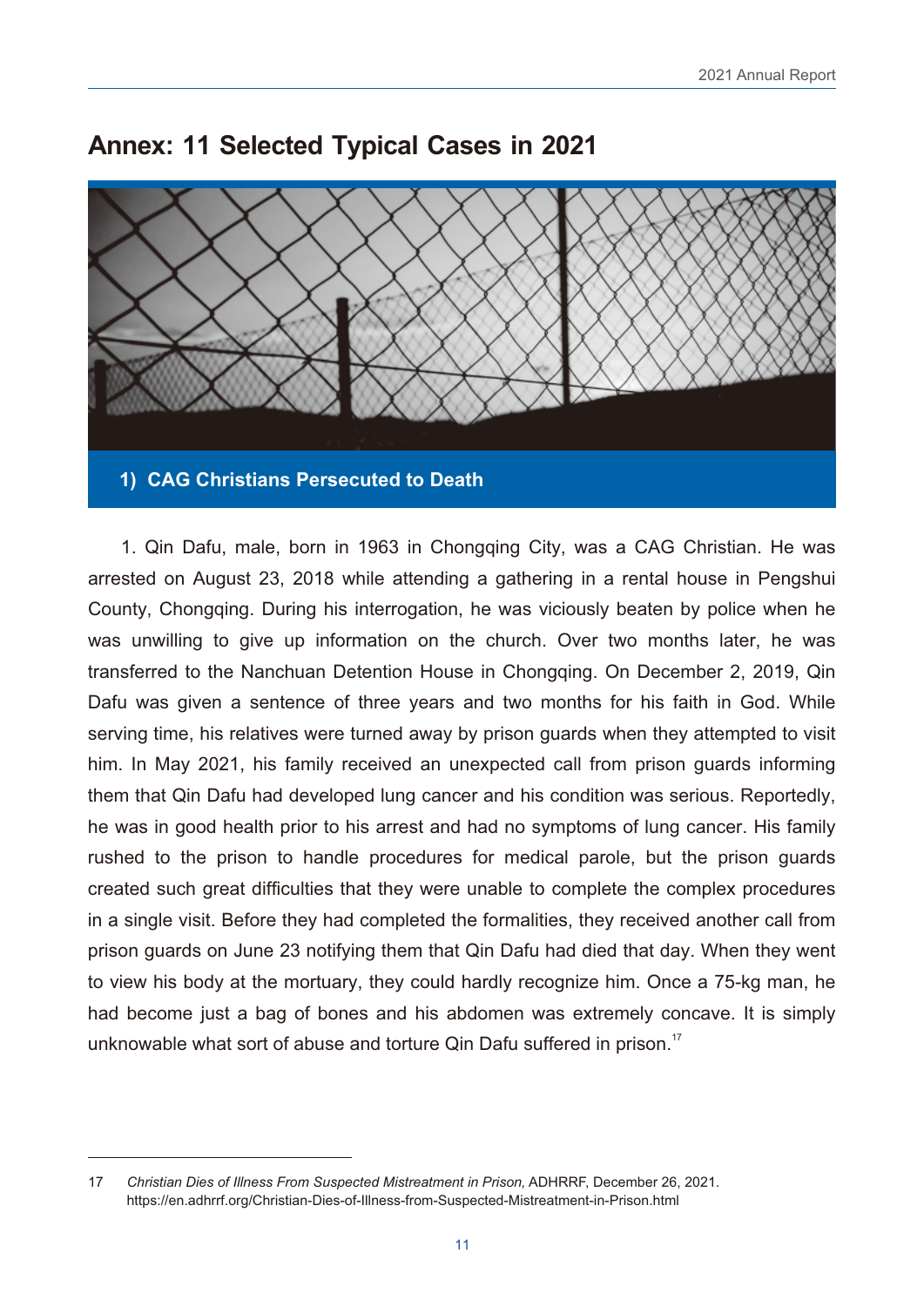# Annex: 11 Selected Typical Cases in 2021

## 1) CAG Christians Persecuted to Death

1. Qin Dafu, male, born in 1963 in Chongqing City, was a CAG Christian. He was arrested on August 23, 2018 while attending a gathering in a rental house in Pengshui County, Chongqing. During his interrogation, he was viciously beaten by police when he was unwilling to give up information on the church. Over two months later, he was transferred to the Nanchuan Detention House in Chongqing. On December 2, 2019, Qin Dafu was given a sentence of three years and two months for his faith in God. While serving time, his relatives were turned away by prison guards when they attempted to visit him. In May 2021, his family received an unexpected call from prison guards informing them that Qin Dafu had developed lung cancer and his condition was serious. Reportedly, he was in good health prior to his arrest and had no symptoms of lung cancer. His family rushed to the prison to handle procedures for medical parole, but the prison guards created such great difficulties that they were unable to complete the complex procedures in a single visit. Before they had completed the formalities, they received another call from prison guards on June 23 notifying them that Qin Dafu had died that day. When they went to view his body at the mortuary, they could hardly recognize him. Once a 75-kg man, he had become just a bag of bones and his abdomen was extremely concave. It is simply unknowable what sort of abuse and torture Qin Dafu suffered in prison.[17]

---

17 *Christian Dies of Illness From Suspected Mistreatment in Prison,* ADHRRF, December 26, 2021. https://en.adhrrf.org/Christian-Dies-of-Illness-from-Suspected-Mistreatment-in-Prison.html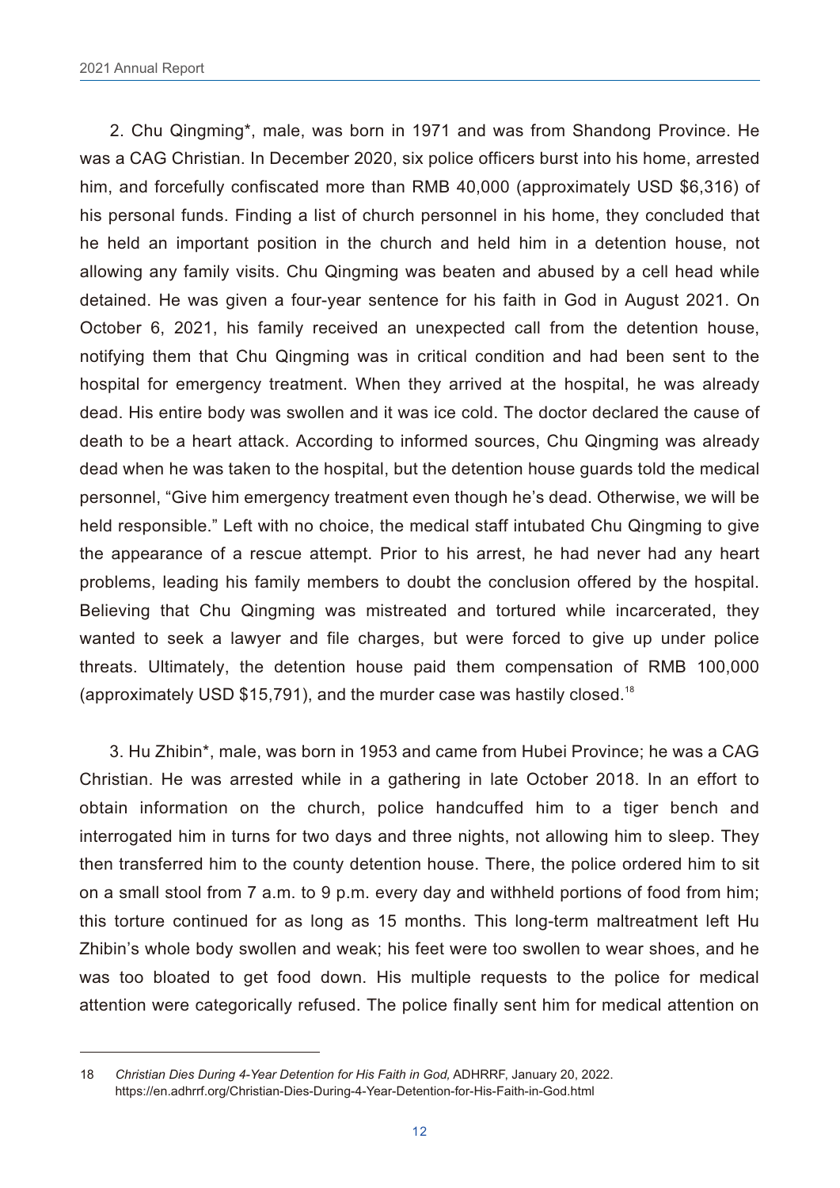2. Chu Qingming*, male, was born in 1971 and was from Shandong Province. He was a CAG Christian. In December 2020, six police officers burst into his home, arrested him, and forcefully confiscated more than RMB 40,000 (approximately USD $6,316) of his personal funds. Finding a list of church personnel in his home, they concluded that he held an important position in the church and held him in a detention house, not allowing any family visits. Chu Qingming was beaten and abused by a cell head while detained. He was given a four-year sentence for his faith in God in August 2021. On October 6, 2021, his family received an unexpected call from the detention house, notifying them that Chu Qingming was in critical condition and had been sent to the hospital for emergency treatment. When they arrived at the hospital, he was already dead. His entire body was swollen and it was ice cold. The doctor declared the cause of death to be a heart attack. According to informed sources, Chu Qingming was already dead when he was taken to the hospital, but the detention house guards told the medical personnel, "Give him emergency treatment even though he's dead. Otherwise, we will be held responsible." Left with no choice, the medical staff intubated Chu Qingming to give the appearance of a rescue attempt. Prior to his arrest, he had never had any heart problems, leading his family members to doubt the conclusion offered by the hospital. Believing that Chu Qingming was mistreated and tortured while incarcerated, they wanted to seek a lawyer and file charges, but were forced to give up under police threats. Ultimately, the detention house paid them compensation of RMB 100,000 (approximately USD $15,791), and the murder case was hastily closed.[18]

3. Hu Zhibin*, male, was born in 1953 and came from Hubei Province; he was a CAG Christian. He was arrested while in a gathering in late October 2018. In an effort to obtain information on the church, police handcuffed him to a tiger bench and interrogated him in turns for two days and three nights, not allowing him to sleep. They then transferred him to the county detention house. There, the police ordered him to sit on a small stool from 7 a.m. to 9 p.m. every day and withheld portions of food from him; this torture continued for as long as 15 months. This long-term maltreatment left Hu Zhibin's whole body swollen and weak; his feet were too swollen to wear shoes, and he was too bloated to get food down. His multiple requests to the police for medical attention were categorically refused. The police finally sent him for medical attention on

---

18 *Christian Dies During 4-Year Detention for His Faith in God,* ADHRRF, January 20, 2022. https://en.adhrrf.org/Christian-Dies-During-4-Year-Detention-for-His-Faith-in-God.html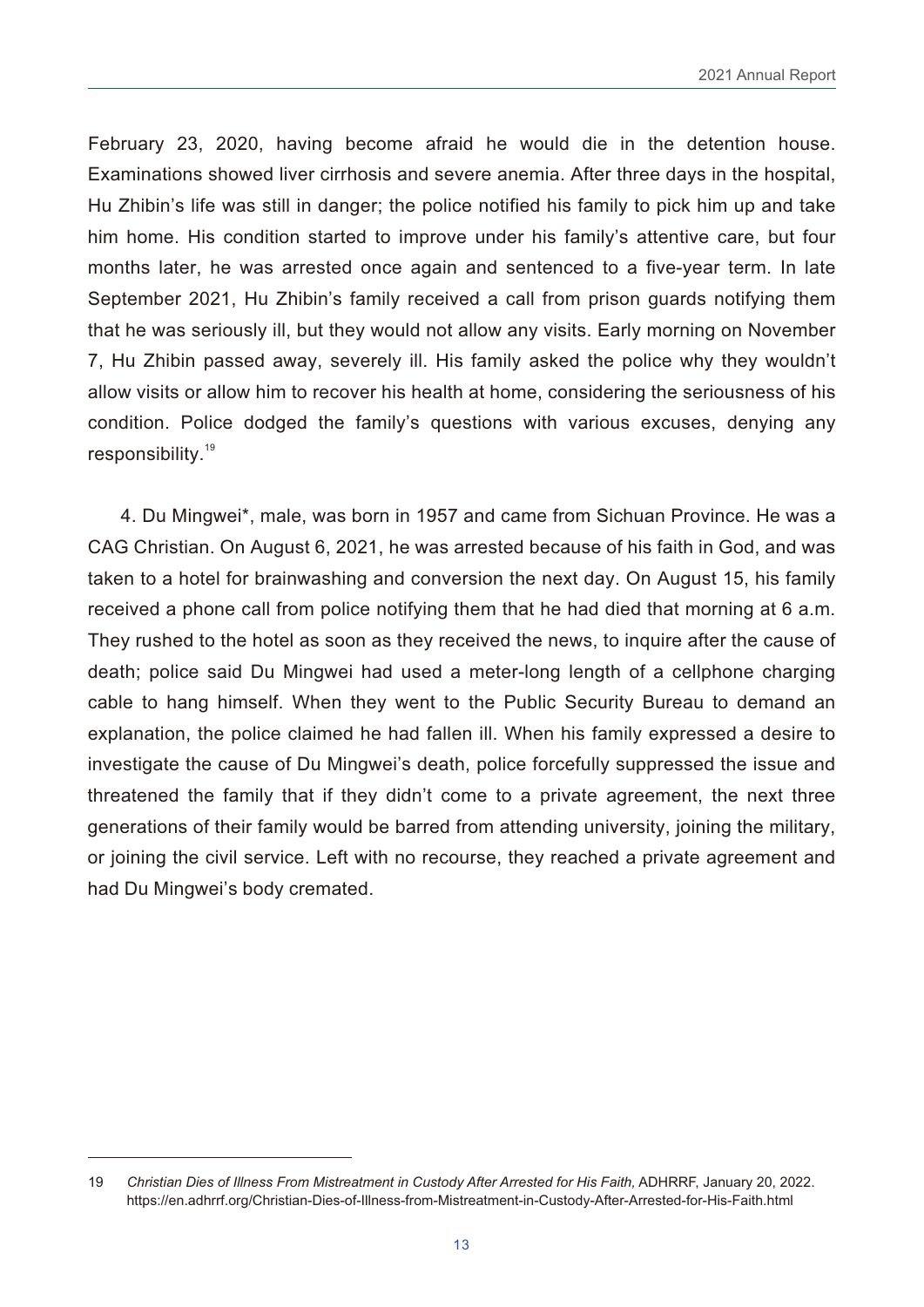February 23, 2020, having become afraid he would die in the detention house. Examinations showed liver cirrhosis and severe anemia. After three days in the hospital, Hu Zhibin's life was still in danger; the police notified his family to pick him up and take him home. His condition started to improve under his family's attentive care, but four months later, he was arrested once again and sentenced to a five-year term. In late September 2021, Hu Zhibin's family received a call from prison guards notifying them that he was seriously ill, but they would not allow any visits. Early morning on November 7, Hu Zhibin passed away, severely ill. His family asked the police why they wouldn't allow visits or allow him to recover his health at home, considering the seriousness of his condition. Police dodged the family's questions with various excuses, denying any responsibility.[19]

4. Du Mingwei*, male, was born in 1957 and came from Sichuan Province. He was a CAG Christian. On August 6, 2021, he was arrested because of his faith in God, and was taken to a hotel for brainwashing and conversion the next day. On August 15, his family received a phone call from police notifying them that he had died that morning at 6 a.m. They rushed to the hotel as soon as they received the news, to inquire after the cause of death; police said Du Mingwei had used a meter-long length of a cellphone charging cable to hang himself. When they went to the Public Security Bureau to demand an explanation, the police claimed he had fallen ill. When his family expressed a desire to investigate the cause of Du Mingwei's death, police forcefully suppressed the issue and threatened the family that if they didn't come to a private agreement, the next three generations of their family would be barred from attending university, joining the military, or joining the civil service. Left with no recourse, they reached a private agreement and had Du Mingwei's body cremated.

---

19 *Christian Dies of Illness From Mistreatment in Custody After Arrested for His Faith,* ADHRRF, January 20, 2022. https://en.adhrrf.org/Christian-Dies-of-Illness-from-Mistreatment-in-Custody-After-Arrested-for-His-Faith.html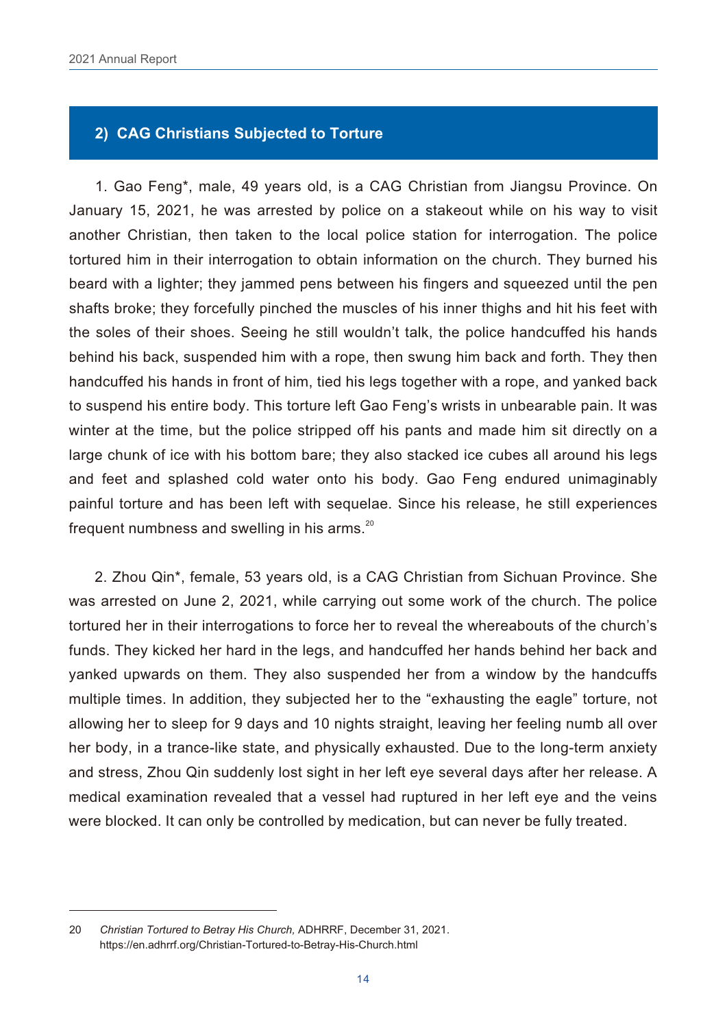## 2) CAG Christians Subjected to Torture

1. Gao Feng*, male, 49 years old, is a CAG Christian from Jiangsu Province. On January 15, 2021, he was arrested by police on a stakeout while on his way to visit another Christian, then taken to the local police station for interrogation. The police tortured him in their interrogation to obtain information on the church. They burned his beard with a lighter; they jammed pens between his fingers and squeezed until the pen shafts broke; they forcefully pinched the muscles of his inner thighs and hit his feet with the soles of their shoes. Seeing he still wouldn't talk, the police handcuffed his hands behind his back, suspended him with a rope, then swung him back and forth. They then handcuffed his hands in front of him, tied his legs together with a rope, and yanked back to suspend his entire body. This torture left Gao Feng's wrists in unbearable pain. It was winter at the time, but the police stripped off his pants and made him sit directly on a large chunk of ice with his bottom bare; they also stacked ice cubes all around his legs and feet and splashed cold water onto his body. Gao Feng endured unimaginably painful torture and has been left with sequelae. Since his release, he still experiences frequent numbness and swelling in his arms.[20]

2. Zhou Qin*, female, 53 years old, is a CAG Christian from Sichuan Province. She was arrested on June 2, 2021, while carrying out some work of the church. The police tortured her in their interrogations to force her to reveal the whereabouts of the church's funds. They kicked her hard in the legs, and handcuffed her hands behind her back and yanked upwards on them. They also suspended her from a window by the handcuffs multiple times. In addition, they subjected her to the "exhausting the eagle" torture, not allowing her to sleep for 9 days and 10 nights straight, leaving her feeling numb all over her body, in a trance-like state, and physically exhausted. Due to the long-term anxiety and stress, Zhou Qin suddenly lost sight in her left eye several days after her release. A medical examination revealed that a vessel had ruptured in her left eye and the veins were blocked. It can only be controlled by medication, but can never be fully treated.

---

20 *Christian Tortured to Betray His Church,* ADHRRF, December 31, 2021. https://en.adhrrf.org/Christian-Tortured-to-Betray-His-Church.html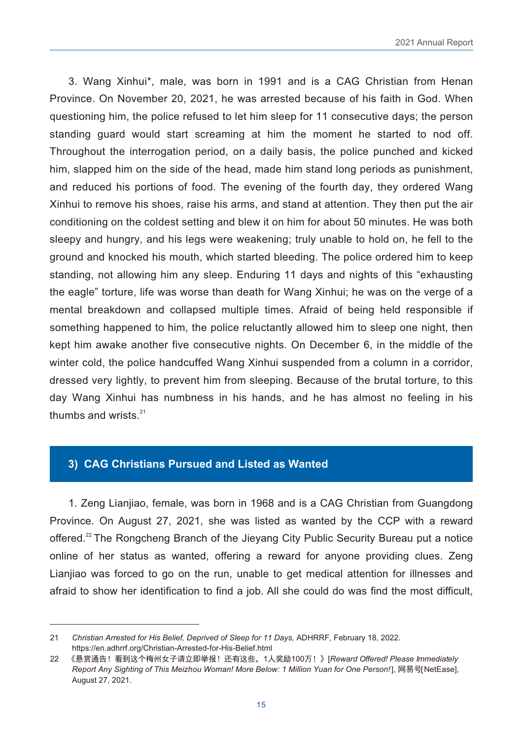3. Wang Xinhui*, male, was born in 1991 and is a CAG Christian from Henan Province. On November 20, 2021, he was arrested because of his faith in God. When questioning him, the police refused to let him sleep for 11 consecutive days; the person standing guard would start screaming at him the moment he started to nod off. Throughout the interrogation period, on a daily basis, the police punched and kicked him, slapped him on the side of the head, made him stand long periods as punishment, and reduced his portions of food. The evening of the fourth day, they ordered Wang Xinhui to remove his shoes, raise his arms, and stand at attention. They then put the air conditioning on the coldest setting and blew it on him for about 50 minutes. He was both sleepy and hungry, and his legs were weakening; truly unable to hold on, he fell to the ground and knocked his mouth, which started bleeding. The police ordered him to keep standing, not allowing him any sleep. Enduring 11 days and nights of this "exhausting the eagle" torture, life was worse than death for Wang Xinhui; he was on the verge of a mental breakdown and collapsed multiple times. Afraid of being held responsible if something happened to him, the police reluctantly allowed him to sleep one night, then kept him awake another five consecutive nights. On December 6, in the middle of the winter cold, the police handcuffed Wang Xinhui suspended from a column in a corridor, dressed very lightly, to prevent him from sleeping. Because of the brutal torture, to this day Wang Xinhui has numbness in his hands, and he has almost no feeling in his thumbs and wrists.[21]

### 3) CAG Christians Pursued and Listed as Wanted

1. Zeng Lianjiao, female, was born in 1968 and is a CAG Christian from Guangdong Province. On August 27, 2021, she was listed as wanted by the CCP with a reward offered.[22] The Rongcheng Branch of the Jieyang City Public Security Bureau put a notice online of her status as wanted, offering a reward for anyone providing clues. Zeng Lianjiao was forced to go on the run, unable to get medical attention for illnesses and afraid to show her identification to find a job. All she could do was find the most difficult,

---

21 *Christian Arrested for His Belief, Deprived of Sleep for 11 Days,* ADHRRF, February 18, 2022. https://en.adhrrf.org/Christian-Arrested-for-His-Belief.html

22 《悬赏通告！看到这个梅州女子请立即举报！还有这些，1人奖励100万！》[*Reward Offered! Please Immediately Report Any Sighting of This Meizhou Woman! More Below: 1 Million Yuan for One Person!*], 网易号[NetEase], August 27, 2021.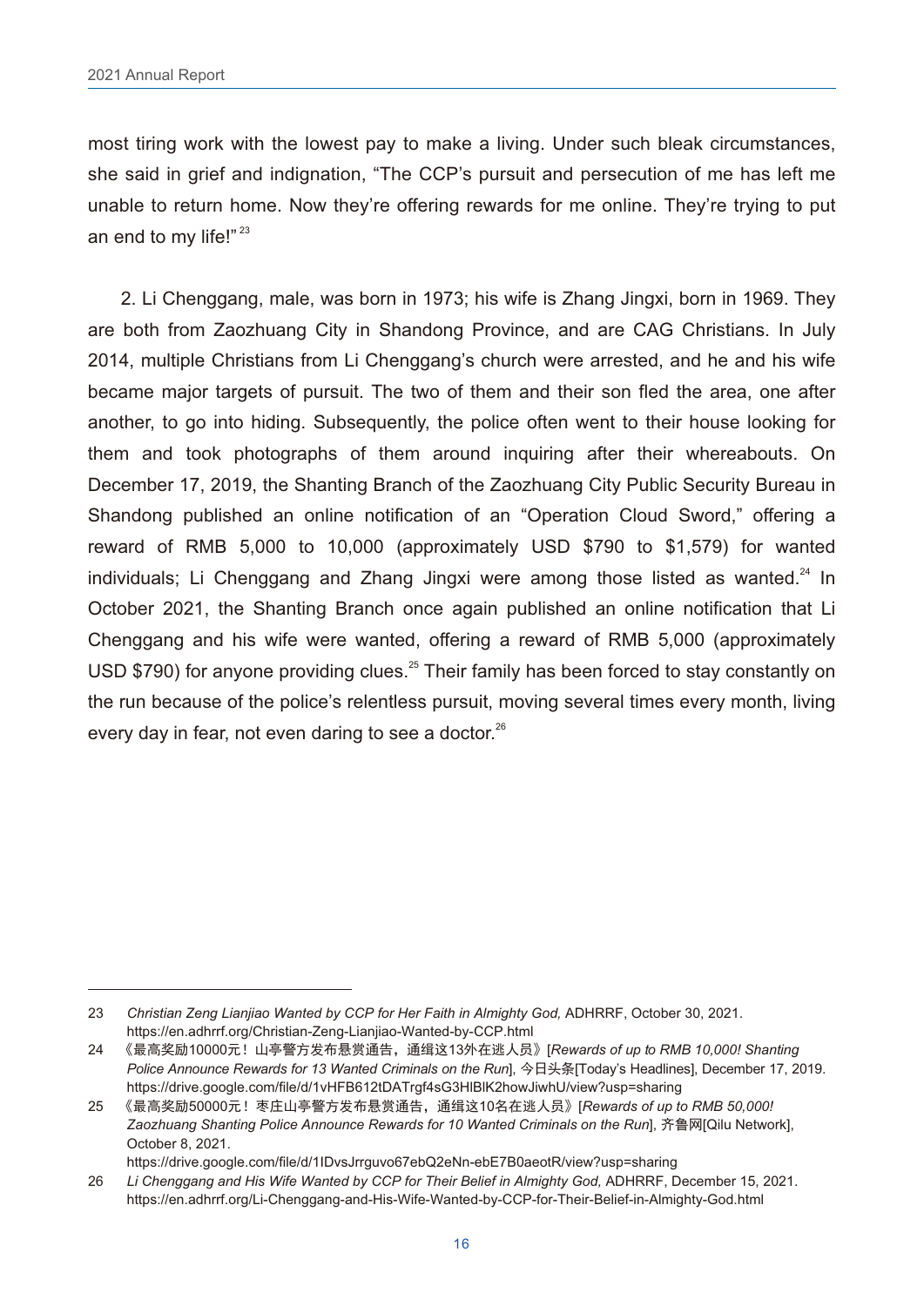most tiring work with the lowest pay to make a living. Under such bleak circumstances, she said in grief and indignation, "The CCP's pursuit and persecution of me has left me unable to return home. Now they're offering rewards for me online. They're trying to put an end to my life!"[23]

2. Li Chenggang, male, was born in 1973; his wife is Zhang Jingxi, born in 1969. They are both from Zaozhuang City in Shandong Province, and are CAG Christians. In July 2014, multiple Christians from Li Chenggang's church were arrested, and he and his wife became major targets of pursuit. The two of them and their son fled the area, one after another, to go into hiding. Subsequently, the police often went to their house looking for them and took photographs of them around inquiring after their whereabouts. On December 17, 2019, the Shanting Branch of the Zaozhuang City Public Security Bureau in Shandong published an online notification of an "Operation Cloud Sword," offering a reward of RMB 5,000 to 10,000 (approximately USD $790 to $1,579) for wanted individuals; Li Chenggang and Zhang Jingxi were among those listed as wanted.[24] In October 2021, the Shanting Branch once again published an online notification that Li Chenggang and his wife were wanted, offering a reward of RMB 5,000 (approximately USD $790) for anyone providing clues.[25] Their family has been forced to stay constantly on the run because of the police's relentless pursuit, moving several times every month, living every day in fear, not even daring to see a doctor.[26]

---

23 *Christian Zeng Lianjiao Wanted by CCP for Her Faith in Almighty God,* ADHRRF, October 30, 2021. https://en.adhrrf.org/Christian-Zeng-Lianjiao-Wanted-by-CCP.html

24 《最高奖励10000元！山亭警方发布悬赏通告，通缉这13外在逃人员》[*Rewards of up to RMB 10,000! Shanting Police Announce Rewards for 13 Wanted Criminals on the Run*], 今日头条[Today's Headlines], December 17, 2019. https://drive.google.com/file/d/1vHFB612tDATrgf4sG3HlBlK2howJiwhU/view?usp=sharing

25 《最高奖励50000元！枣庄山亭警方发布悬赏通告，通缉这10名在逃人员》[*Rewards of up to RMB 50,000! Zaozhuang Shanting Police Announce Rewards for 10 Wanted Criminals on the Run*], 齐鲁网[Qilu Network], October 8, 2021. https://drive.google.com/file/d/1lDvsJrrguvo67ebQ2eNn-ebE7B0aeotR/view?usp=sharing

26 *Li Chenggang and His Wife Wanted by CCP for Their Belief in Almighty God,* ADHRRF, December 15, 2021. https://en.adhrrf.org/Li-Chenggang-and-His-Wife-Wanted-by-CCP-for-Their-Belief-in-Almighty-God.html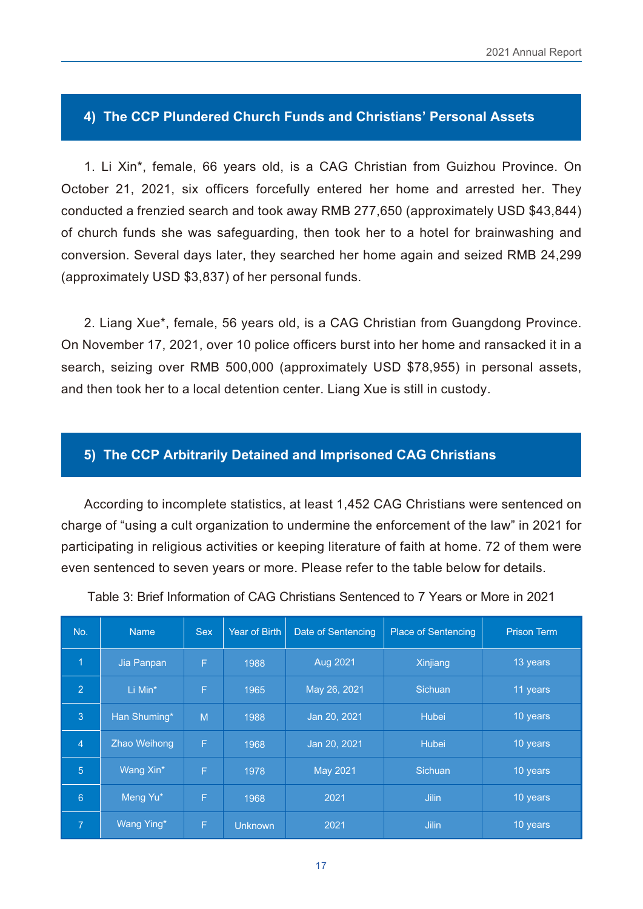## 4) The CCP Plundered Church Funds and Christians' Personal Assets

1. Li Xin*, female, 66 years old, is a CAG Christian from Guizhou Province. On October 21, 2021, six officers forcefully entered her home and arrested her. They conducted a frenzied search and took away RMB 277,650 (approximately USD $43,844) of church funds she was safeguarding, then took her to a hotel for brainwashing and conversion. Several days later, they searched her home again and seized RMB 24,299 (approximately USD $3,837) of her personal funds.

2. Liang Xue*, female, 56 years old, is a CAG Christian from Guangdong Province. On November 17, 2021, over 10 police officers burst into her home and ransacked it in a search, seizing over RMB 500,000 (approximately USD $78,955) in personal assets, and then took her to a local detention center. Liang Xue is still in custody.

## 5) The CCP Arbitrarily Detained and Imprisoned CAG Christians

According to incomplete statistics, at least 1,452 CAG Christians were sentenced on charge of "using a cult organization to undermine the enforcement of the law" in 2021 for participating in religious activities or keeping literature of faith at home. 72 of them were even sentenced to seven years or more. Please refer to the table below for details.

Table 3: Brief Information of CAG Christians Sentenced to 7 Years or More in 2021

| No. | Name | Sex | Year of Birth | Date of Sentencing | Place of Sentencing | Prison Term |
|---|---|---|---|---|---|---|
| 1 | Jia Panpan | F | 1988 | Aug 2021 | Xinjiang | 13 years |
| 2 | Li Min* | F | 1965 | May 26, 2021 | Sichuan | 11 years |
| 3 | Han Shuming* | M | 1988 | Jan 20, 2021 | Hubei | 10 years |
| 4 | Zhao Weihong | F | 1968 | Jan 20, 2021 | Hubei | 10 years |
| 5 | Wang Xin* | F | 1978 | May 2021 | Sichuan | 10 years |
| 6 | Meng Yu* | F | 1968 | 2021 | Jilin | 10 years |
| 7 | Wang Ying* | F | Unknown | 2021 | Jilin | 10 years |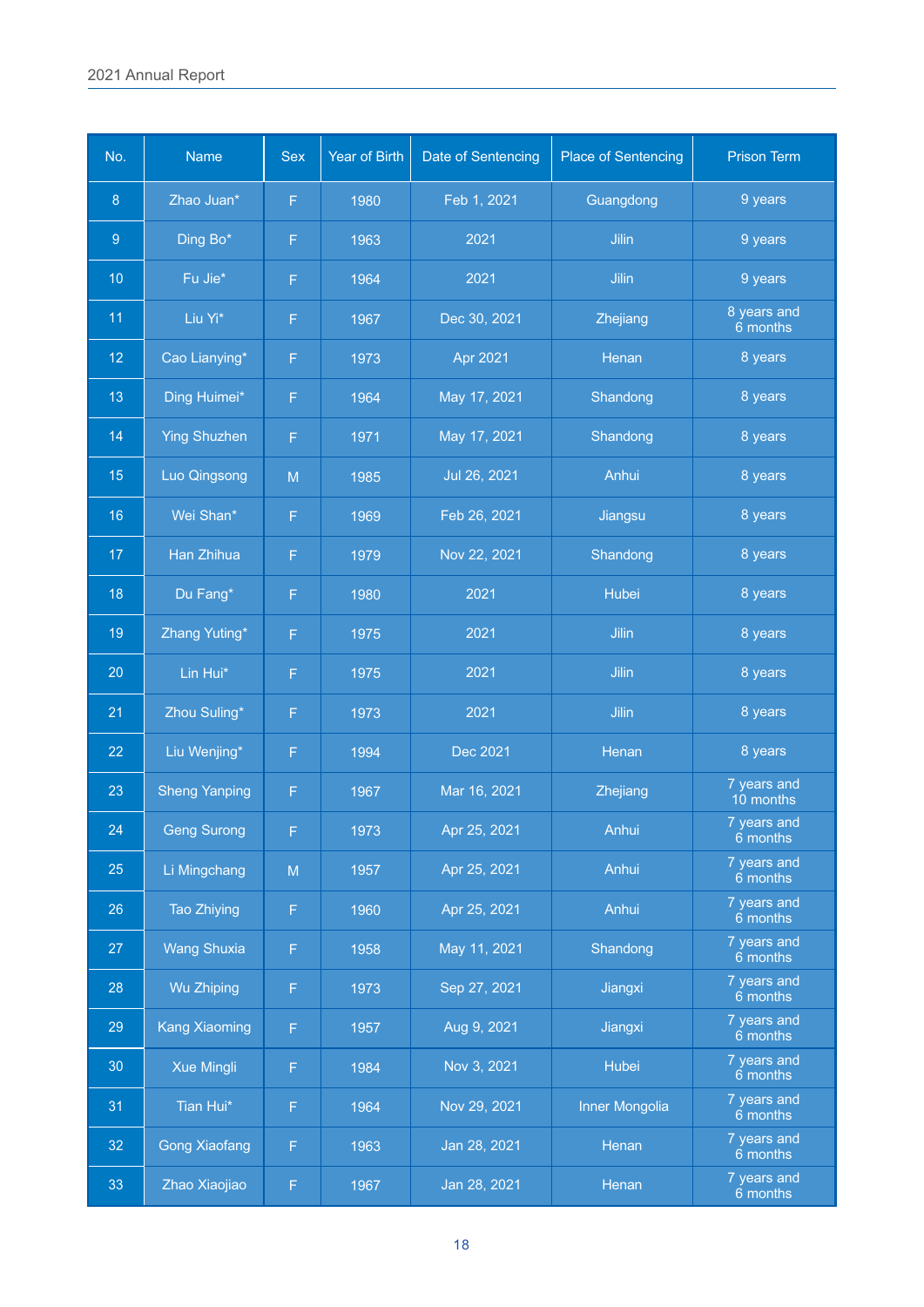| No. | Name | Sex | Year of Birth | Date of Sentencing | Place of Sentencing | Prison Term |
|---|---|---|---|---|---|---|
| 8 | Zhao Juan* | F | 1980 | Feb 1, 2021 | Guangdong | 9 years |
| 9 | Ding Bo* | F | 1963 | 2021 | Jilin | 9 years |
| 10 | Fu Jie* | F | 1964 | 2021 | Jilin | 9 years |
| 11 | Liu Yi* | F | 1967 | Dec 30, 2021 | Zhejiang | 8 years and 6 months |
| 12 | Cao Lianying* | F | 1973 | Apr 2021 | Henan | 8 years |
| 13 | Ding Huimei* | F | 1964 | May 17, 2021 | Shandong | 8 years |
| 14 | Ying Shuzhen | F | 1971 | May 17, 2021 | Shandong | 8 years |
| 15 | Luo Qingsong | M | 1985 | Jul 26, 2021 | Anhui | 8 years |
| 16 | Wei Shan* | F | 1969 | Feb 26, 2021 | Jiangsu | 8 years |
| 17 | Han Zhihua | F | 1979 | Nov 22, 2021 | Shandong | 8 years |
| 18 | Du Fang* | F | 1980 | 2021 | Hubei | 8 years |
| 19 | Zhang Yuting* | F | 1975 | 2021 | Jilin | 8 years |
| 20 | Lin Hui* | F | 1975 | 2021 | Jilin | 8 years |
| 21 | Zhou Suling* | F | 1973 | 2021 | Jilin | 8 years |
| 22 | Liu Wenjing* | F | 1994 | Dec 2021 | Henan | 8 years |
| 23 | Sheng Yanping | F | 1967 | Mar 16, 2021 | Zhejiang | 7 years and 10 months |
| 24 | Geng Surong | F | 1973 | Apr 25, 2021 | Anhui | 7 years and 6 months |
| 25 | Li Mingchang | M | 1957 | Apr 25, 2021 | Anhui | 7 years and 6 months |
| 26 | Tao Zhiying | F | 1960 | Apr 25, 2021 | Anhui | 7 years and 6 months |
| 27 | Wang Shuxia | F | 1958 | May 11, 2021 | Shandong | 7 years and 6 months |
| 28 | Wu Zhiping | F | 1973 | Sep 27, 2021 | Jiangxi | 7 years and 6 months |
| 29 | Kang Xiaoming | F | 1957 | Aug 9, 2021 | Jiangxi | 7 years and 6 months |
| 30 | Xue Mingli | F | 1984 | Nov 3, 2021 | Hubei | 7 years and 6 months |
| 31 | Tian Hui* | F | 1964 | Nov 29, 2021 | Inner Mongolia | 7 years and 6 months |
| 32 | Gong Xiaofang | F | 1963 | Jan 28, 2021 | Henan | 7 years and 6 months |
| 33 | Zhao Xiaojiao | F | 1967 | Jan 28, 2021 | Henan | 7 years and 6 months |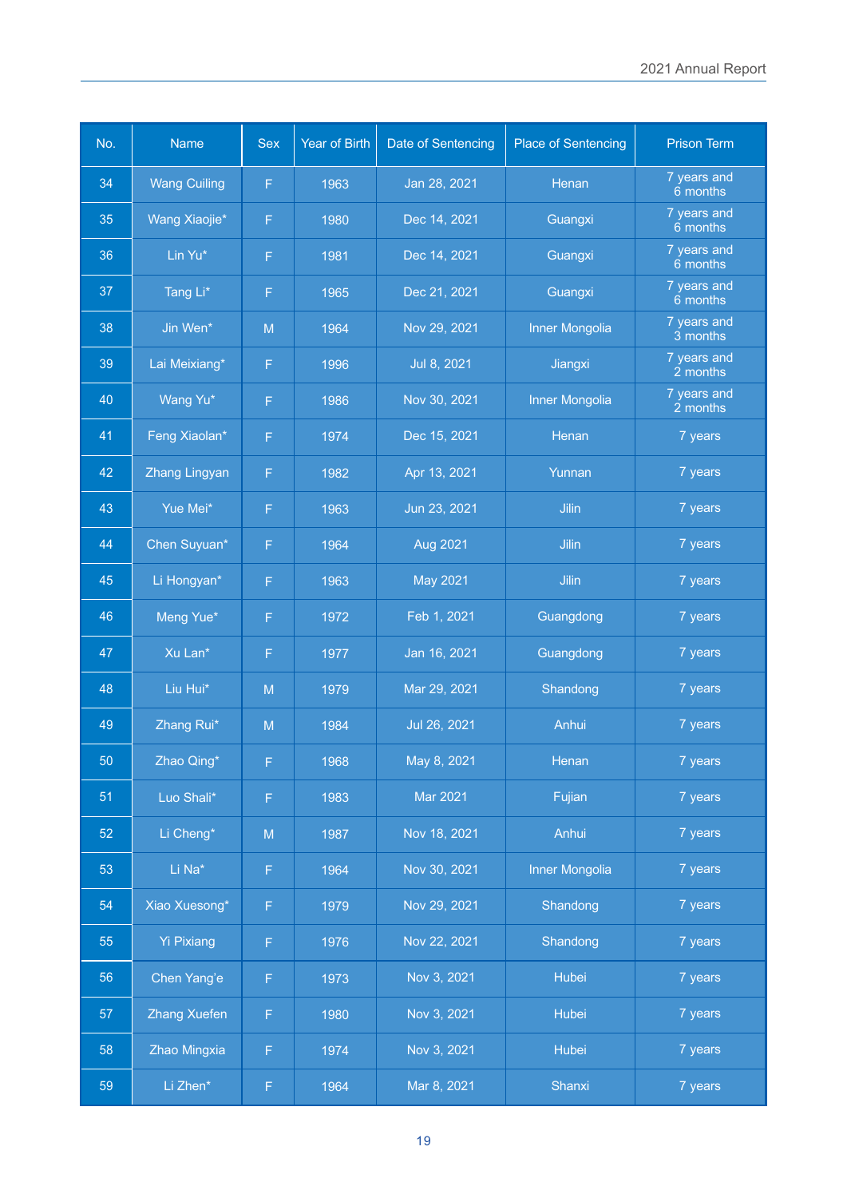| No. | Name | Sex | Year of Birth | Date of Sentencing | Place of Sentencing | Prison Term |
|---|---|---|---|---|---|---|
| 34 | Wang Cuiling | F | 1963 | Jan 28, 2021 | Henan | 7 years and 6 months |
| 35 | Wang Xiaojie* | F | 1980 | Dec 14, 2021 | Guangxi | 7 years and 6 months |
| 36 | Lin Yu* | F | 1981 | Dec 14, 2021 | Guangxi | 7 years and 6 months |
| 37 | Tang Li* | F | 1965 | Dec 21, 2021 | Guangxi | 7 years and 6 months |
| 38 | Jin Wen* | M | 1964 | Nov 29, 2021 | Inner Mongolia | 7 years and 3 months |
| 39 | Lai Meixiang* | F | 1996 | Jul 8, 2021 | Jiangxi | 7 years and 2 months |
| 40 | Wang Yu* | F | 1986 | Nov 30, 2021 | Inner Mongolia | 7 years and 2 months |
| 41 | Feng Xiaolan* | F | 1974 | Dec 15, 2021 | Henan | 7 years |
| 42 | Zhang Lingyan | F | 1982 | Apr 13, 2021 | Yunnan | 7 years |
| 43 | Yue Mei* | F | 1963 | Jun 23, 2021 | Jilin | 7 years |
| 44 | Chen Suyuan* | F | 1964 | Aug 2021 | Jilin | 7 years |
| 45 | Li Hongyan* | F | 1963 | May 2021 | Jilin | 7 years |
| 46 | Meng Yue* | F | 1972 | Feb 1, 2021 | Guangdong | 7 years |
| 47 | Xu Lan* | F | 1977 | Jan 16, 2021 | Guangdong | 7 years |
| 48 | Liu Hui* | M | 1979 | Mar 29, 2021 | Shandong | 7 years |
| 49 | Zhang Rui* | M | 1984 | Jul 26, 2021 | Anhui | 7 years |
| 50 | Zhao Qing* | F | 1968 | May 8, 2021 | Henan | 7 years |
| 51 | Luo Shali* | F | 1983 | Mar 2021 | Fujian | 7 years |
| 52 | Li Cheng* | M | 1987 | Nov 18, 2021 | Anhui | 7 years |
| 53 | Li Na* | F | 1964 | Nov 30, 2021 | Inner Mongolia | 7 years |
| 54 | Xiao Xuesong* | F | 1979 | Nov 29, 2021 | Shandong | 7 years |
| 55 | Yi Pixiang | F | 1976 | Nov 22, 2021 | Shandong | 7 years |
| 56 | Chen Yang'e | F | 1973 | Nov 3, 2021 | Hubei | 7 years |
| 57 | Zhang Xuefen | F | 1980 | Nov 3, 2021 | Hubei | 7 years |
| 58 | Zhao Mingxia | F | 1974 | Nov 3, 2021 | Hubei | 7 years |
| 59 | Li Zhen* | F | 1964 | Mar 8, 2021 | Shanxi | 7 years |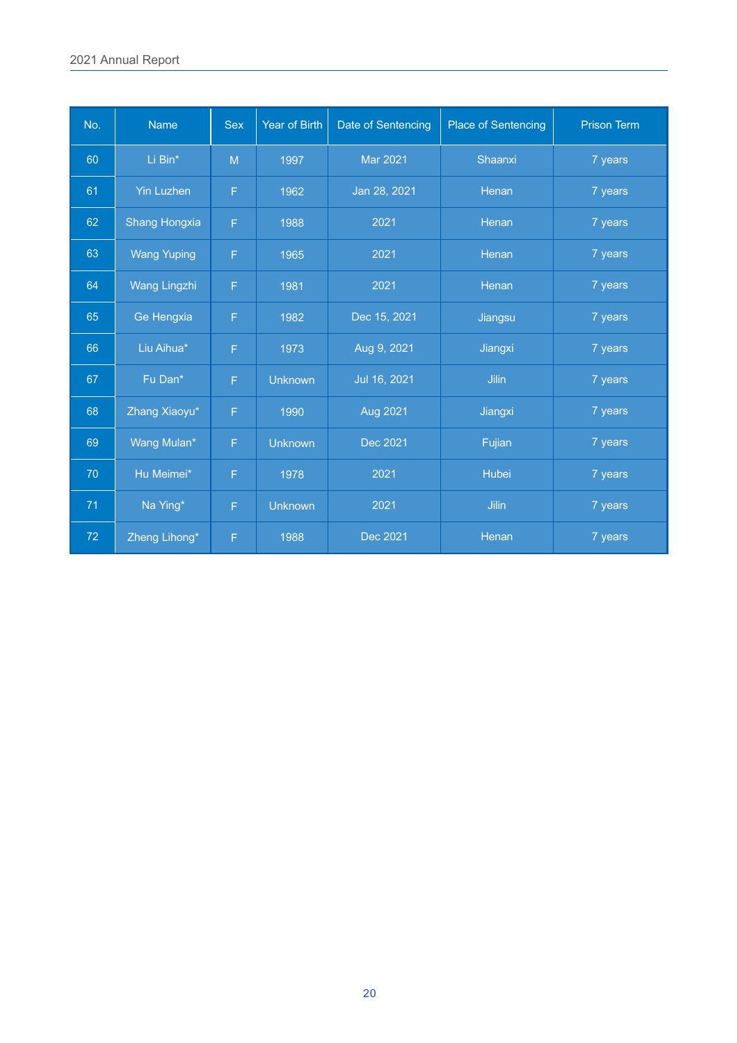| No. | Name | Sex | Year of Birth | Date of Sentencing | Place of Sentencing | Prison Term |
|---|---|---|---|---|---|---|
| 60 | Li Bin* | M | 1997 | Mar 2021 | Shaanxi | 7 years |
| 61 | Yin Luzhen | F | 1962 | Jan 28, 2021 | Henan | 7 years |
| 62 | Shang Hongxia | F | 1988 | 2021 | Henan | 7 years |
| 63 | Wang Yuping | F | 1965 | 2021 | Henan | 7 years |
| 64 | Wang Lingzhi | F | 1981 | 2021 | Henan | 7 years |
| 65 | Ge Hengxia | F | 1982 | Dec 15, 2021 | Jiangsu | 7 years |
| 66 | Liu Aihua* | F | 1973 | Aug 9, 2021 | Jiangxi | 7 years |
| 67 | Fu Dan* | F | Unknown | Jul 16, 2021 | Jilin | 7 years |
| 68 | Zhang Xiaoyu* | F | 1990 | Aug 2021 | Jiangxi | 7 years |
| 69 | Wang Mulan* | F | Unknown | Dec 2021 | Fujian | 7 years |
| 70 | Hu Meimei* | F | 1978 | 2021 | Hubei | 7 years |
| 71 | Na Ying* | F | Unknown | 2021 | Jilin | 7 years |
| 72 | Zheng Lihong* | F | 1988 | Dec 2021 | Henan | 7 years |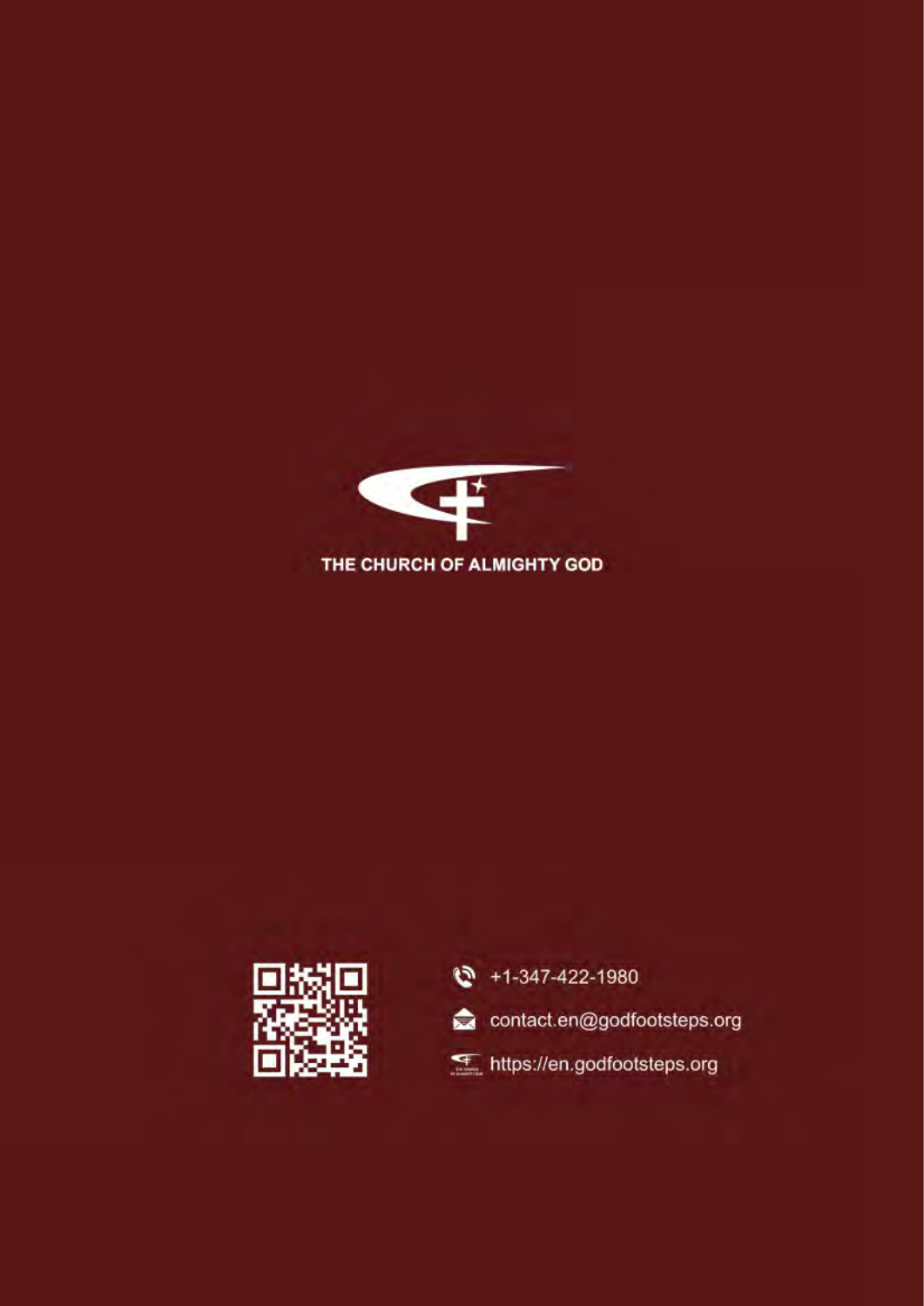THE CHURCH OF ALMIGHTY GOD

+1-347-422-1980

contact.en@godfootsteps.org

https://en.godfootsteps.org